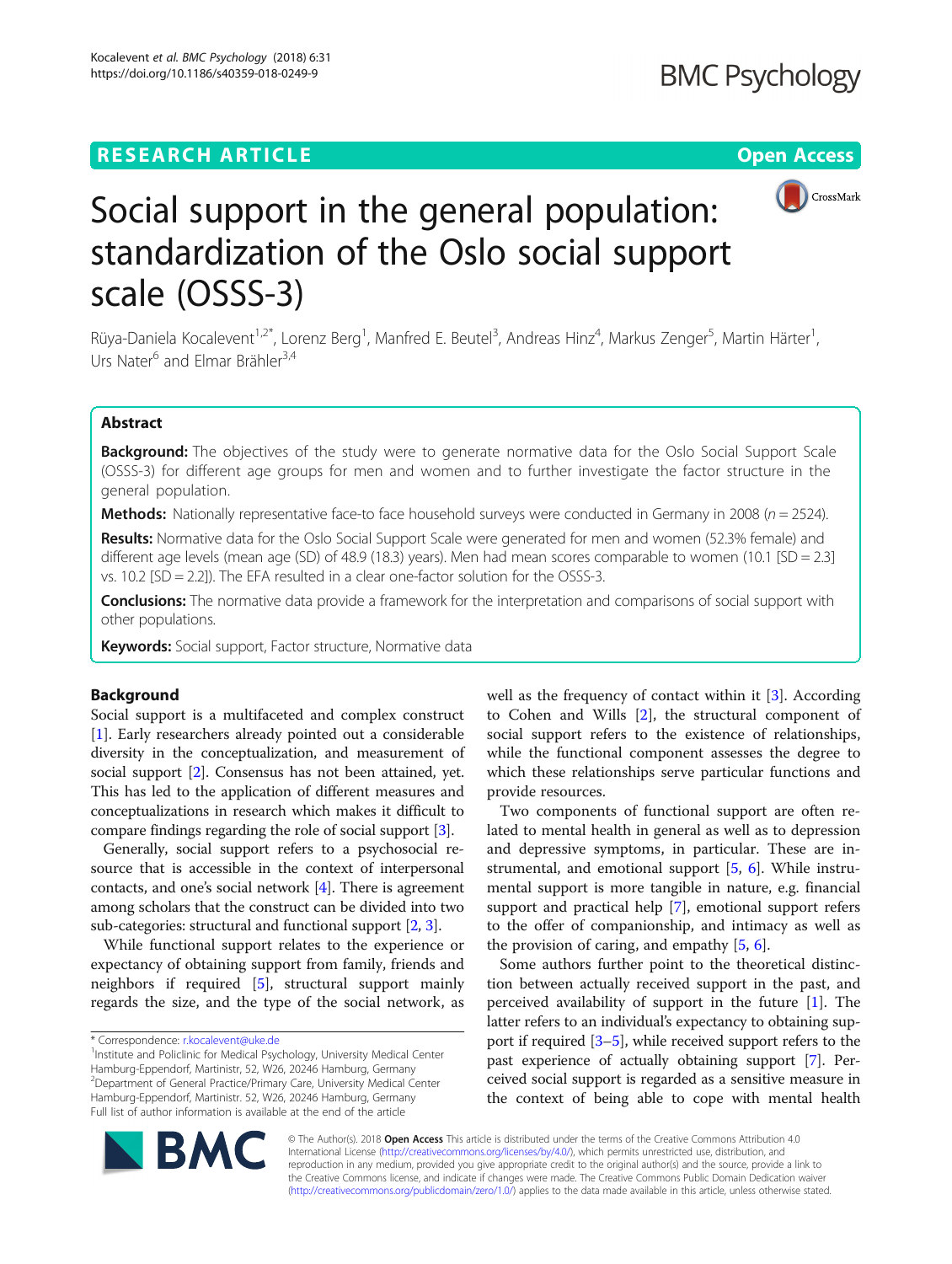RESEARCH ARTICLE

Open Access

# Social support in the general population: standardization of the Oslo social support scale (OSSS-3)

Rüya-Daniela Kocalevent[1,2*], Lorenz Berg[1], Manfred E. Beutel[3], Andreas Hinz[4], Markus Zenger[5], Martin Härter[1], Urs Nater[6] and Elmar Brähler[3,4]

## Abstract

**Background:** The objectives of the study were to generate normative data for the Oslo Social Support Scale (OSSS-3) for different age groups for men and women and to further investigate the factor structure in the general population.

**Methods:** Nationally representative face-to face household surveys were conducted in Germany in 2008 ($n = 2524$).

**Results:** Normative data for the Oslo Social Support Scale were generated for men and women (52.3% female) and different age levels (mean age (SD) of 48.9 (18.3) years). Men had mean scores comparable to women (10.1 [SD = 2.3] vs. 10.2 [SD = 2.2]). The EFA resulted in a clear one-factor solution for the OSSS-3.

**Conclusions:** The normative data provide a framework for the interpretation and comparisons of social support with other populations.

**Keywords:** Social support, Factor structure, Normative data

## Background

Social support is a multifaceted and complex construct [1]. Early researchers already pointed out a considerable diversity in the conceptualization, and measurement of social support [2]. Consensus has not been attained, yet. This has led to the application of different measures and conceptualizations in research which makes it difficult to compare findings regarding the role of social support [3].

Generally, social support refers to a psychosocial resource that is accessible in the context of interpersonal contacts, and one's social network [4]. There is agreement among scholars that the construct can be divided into two sub-categories: structural and functional support [2, 3].

While functional support relates to the experience or expectancy of obtaining support from family, friends and neighbors if required [5], structural support mainly regards the size, and the type of the social network, as well as the frequency of contact within it [3]. According to Cohen and Wills [2], the structural component of social support refers to the existence of relationships, while the functional component assesses the degree to which these relationships serve particular functions and provide resources.

Two components of functional support are often related to mental health in general as well as to depression and depressive symptoms, in particular. These are instrumental, and emotional support [5, 6]. While instrumental support is more tangible in nature, e.g. financial support and practical help [7], emotional support refers to the offer of companionship, and intimacy as well as the provision of caring, and empathy [5, 6].

Some authors further point to the theoretical distinction between actually received support in the past, and perceived availability of support in the future [1]. The latter refers to an individual's expectancy to obtaining support if required [3–5], while received support refers to the past experience of actually obtaining support [7]. Perceived social support is regarded as a sensitive measure in the context of being able to cope with mental health

\* Correspondence: r.kocalevent@uke.de
[1]Institute and Policlinic for Medical Psychology, University Medical Center Hamburg-Eppendorf, Martinistr, 52, W26, 20246 Hamburg, Germany
[2]Department of General Practice/Primary Care, University Medical Center Hamburg-Eppendorf, Martinistr. 52, W26, 20246 Hamburg, Germany
Full list of author information is available at the end of the article

© The Author(s). 2018 **Open Access** This article is distributed under the terms of the Creative Commons Attribution 4.0 International License (http://creativecommons.org/licenses/by/4.0/), which permits unrestricted use, distribution, and reproduction in any medium, provided you give appropriate credit to the original author(s) and the source, provide a link to the Creative Commons license, and indicate if changes were made. The Creative Commons Public Domain Dedication waiver (http://creativecommons.org/publicdomain/zero/1.0/) applies to the data made available in this article, unless otherwise stated.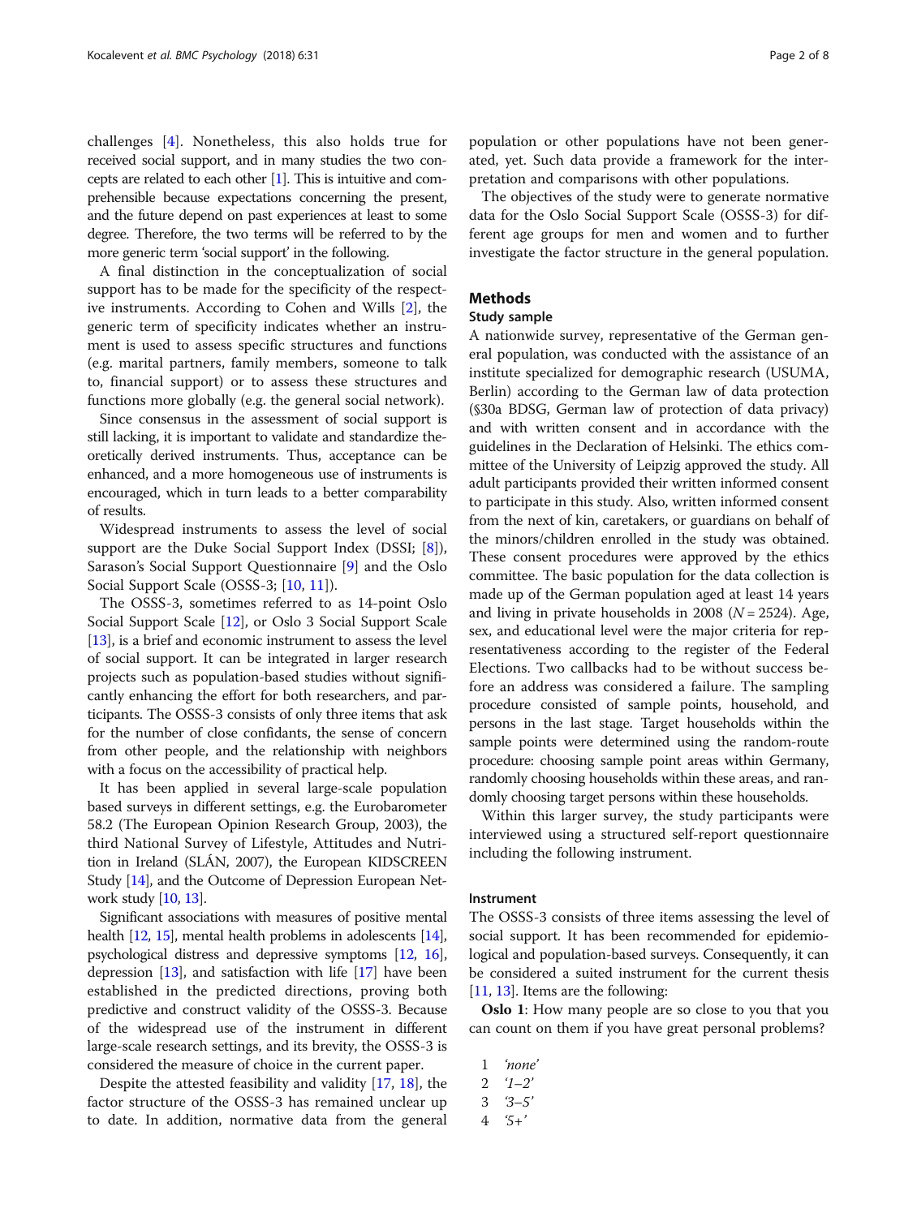challenges [4]. Nonetheless, this also holds true for received social support, and in many studies the two concepts are related to each other [1]. This is intuitive and comprehensible because expectations concerning the present, and the future depend on past experiences at least to some degree. Therefore, the two terms will be referred to by the more generic term 'social support' in the following.

A final distinction in the conceptualization of social support has to be made for the specificity of the respective instruments. According to Cohen and Wills [2], the generic term of specificity indicates whether an instrument is used to assess specific structures and functions (e.g. marital partners, family members, someone to talk to, financial support) or to assess these structures and functions more globally (e.g. the general social network).

Since consensus in the assessment of social support is still lacking, it is important to validate and standardize theoretically derived instruments. Thus, acceptance can be enhanced, and a more homogeneous use of instruments is encouraged, which in turn leads to a better comparability of results.

Widespread instruments to assess the level of social support are the Duke Social Support Index (DSSI; [8]), Sarason's Social Support Questionnaire [9] and the Oslo Social Support Scale (OSSS-3; [10, 11]).

The OSSS-3, sometimes referred to as 14-point Oslo Social Support Scale [12], or Oslo 3 Social Support Scale [13], is a brief and economic instrument to assess the level of social support. It can be integrated in larger research projects such as population-based studies without significantly enhancing the effort for both researchers, and participants. The OSSS-3 consists of only three items that ask for the number of close confidants, the sense of concern from other people, and the relationship with neighbors with a focus on the accessibility of practical help.

It has been applied in several large-scale population based surveys in different settings, e.g. the Eurobarometer 58.2 (The European Opinion Research Group, 2003), the third National Survey of Lifestyle, Attitudes and Nutrition in Ireland (SLÁN, 2007), the European KIDSCREEN Study [14], and the Outcome of Depression European Network study [10, 13].

Significant associations with measures of positive mental health [12, 15], mental health problems in adolescents [14], psychological distress and depressive symptoms [12, 16], depression [13], and satisfaction with life [17] have been established in the predicted directions, proving both predictive and construct validity of the OSSS-3. Because of the widespread use of the instrument in different large-scale research settings, and its brevity, the OSSS-3 is considered the measure of choice in the current paper.

Despite the attested feasibility and validity [17, 18], the factor structure of the OSSS-3 has remained unclear up to date. In addition, normative data from the general population or other populations have not been generated, yet. Such data provide a framework for the interpretation and comparisons with other populations.

The objectives of the study were to generate normative data for the Oslo Social Support Scale (OSSS-3) for different age groups for men and women and to further investigate the factor structure in the general population.

## Methods

### Study sample

A nationwide survey, representative of the German general population, was conducted with the assistance of an institute specialized for demographic research (USUMA, Berlin) according to the German law of data protection (§30a BDSG, German law of protection of data privacy) and with written consent and in accordance with the guidelines in the Declaration of Helsinki. The ethics committee of the University of Leipzig approved the study. All adult participants provided their written informed consent to participate in this study. Also, written informed consent from the next of kin, caretakers, or guardians on behalf of the minors/children enrolled in the study was obtained. These consent procedures were approved by the ethics committee. The basic population for the data collection is made up of the German population aged at least 14 years and living in private households in 2008 ($N = 2524$). Age, sex, and educational level were the major criteria for representativeness according to the register of the Federal Elections. Two callbacks had to be without success before an address was considered a failure. The sampling procedure consisted of sample points, household, and persons in the last stage. Target households within the sample points were determined using the random-route procedure: choosing sample point areas within Germany, randomly choosing households within these areas, and randomly choosing target persons within these households.

Within this larger survey, the study participants were interviewed using a structured self-report questionnaire including the following instrument.

### Instrument

The OSSS-3 consists of three items assessing the level of social support. It has been recommended for epidemiological and population-based surveys. Consequently, it can be considered a suited instrument for the current thesis [11, 13]. Items are the following:

**Oslo 1**: How many people are so close to you that you can count on them if you have great personal problems?

1 *'none'*
2 *'1–2'*
3 *'3–5'*
4 *'5+'*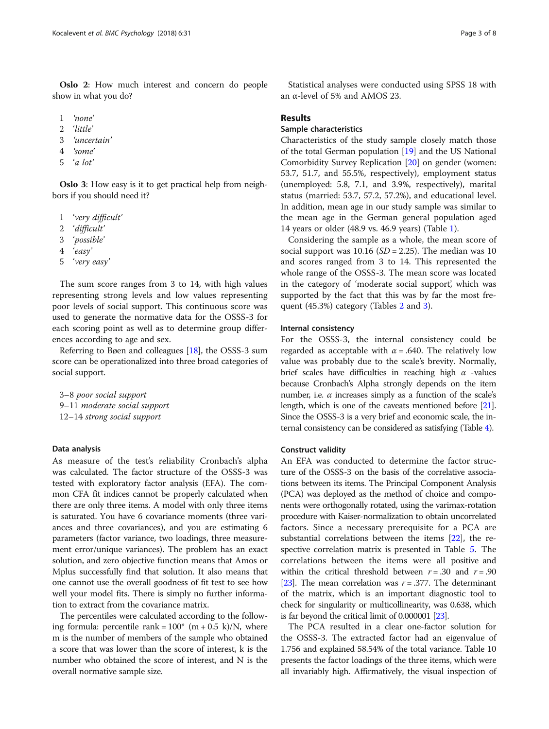**Oslo 2**: How much interest and concern do people show in what you do?

1 *'none'*
2 *'little'*
3 *'uncertain'*
4 *'some'*
5 *'a lot'*

**Oslo 3**: How easy is it to get practical help from neighbors if you should need it?

1 *'very difficult'*
2 *'difficult'*
3 *'possible'*
4 *'easy'*
5 *'very easy'*

The sum score ranges from 3 to 14, with high values representing strong levels and low values representing poor levels of social support. This continuous score was used to generate the normative data for the OSSS-3 for each scoring point as well as to determine group differences according to age and sex.

Referring to Bøen and colleagues [18], the OSSS-3 sum score can be operationalized into three broad categories of social support.

3–8 *poor social support*
9–11 *moderate social support*
12–14 *strong social support*

### Data analysis

As measure of the test's reliability Cronbach's alpha was calculated. The factor structure of the OSSS-3 was tested with exploratory factor analysis (EFA). The common CFA fit indices cannot be properly calculated when there are only three items. A model with only three items is saturated. You have 6 covariance moments (three variances and three covariances), and you are estimating 6 parameters (factor variance, two loadings, three measurement error/unique variances). The problem has an exact solution, and zero objective function means that Amos or Mplus successfully find that solution. It also means that one cannot use the overall goodness of fit test to see how well your model fits. There is simply no further information to extract from the covariance matrix.

The percentiles were calculated according to the following formula: percentile rank = 100* (m + 0.5 k)/N, where m is the number of members of the sample who obtained a score that was lower than the score of interest, k is the number who obtained the score of interest, and N is the overall normative sample size.

Statistical analyses were conducted using SPSS 18 with an α-level of 5% and AMOS 23.

## Results

### Sample characteristics

Characteristics of the study sample closely match those of the total German population [19] and the US National Comorbidity Survey Replication [20] on gender (women: 53.7, 51.7, and 55.5%, respectively), employment status (unemployed: 5.8, 7.1, and 3.9%, respectively), marital status (married: 53.7, 57.2, 57.2%), and educational level. In addition, mean age in our study sample was similar to the mean age in the German general population aged 14 years or older (48.9 vs. 46.9 years) (Table 1).

Considering the sample as a whole, the mean score of social support was 10.16 ($SD = 2.25$). The median was 10 and scores ranged from 3 to 14. This represented the whole range of the OSSS-3. The mean score was located in the category of 'moderate social support', which was supported by the fact that this was by far the most frequent (45.3%) category (Tables 2 and 3).

### Internal consistency

For the OSSS-3, the internal consistency could be regarded as acceptable with $\alpha = .640$. The relatively low value was probably due to the scale's brevity. Normally, brief scales have difficulties in reaching high $\alpha$ -values because Cronbach's Alpha strongly depends on the item number, i.e. $\alpha$ increases simply as a function of the scale's length, which is one of the caveats mentioned before [21]. Since the OSSS-3 is a very brief and economic scale, the internal consistency can be considered as satisfying (Table 4).

### Construct validity

An EFA was conducted to determine the factor structure of the OSSS-3 on the basis of the correlative associations between its items. The Principal Component Analysis (PCA) was deployed as the method of choice and components were orthogonally rotated, using the varimax-rotation procedure with Kaiser-normalization to obtain uncorrelated factors. Since a necessary prerequisite for a PCA are substantial correlations between the items [22], the respective correlation matrix is presented in Table 5. The correlations between the items were all positive and within the critical threshold between $r = .30$ and $r = .90$ [23]. The mean correlation was $r = .377$. The determinant of the matrix, which is an important diagnostic tool to check for singularity or multicollinearity, was 0.638, which is far beyond the critical limit of 0.000001 [23].

The PCA resulted in a clear one-factor solution for the OSSS-3. The extracted factor had an eigenvalue of 1.756 and explained 58.54% of the total variance. Table 10 presents the factor loadings of the three items, which were all invariably high. Affirmatively, the visual inspection of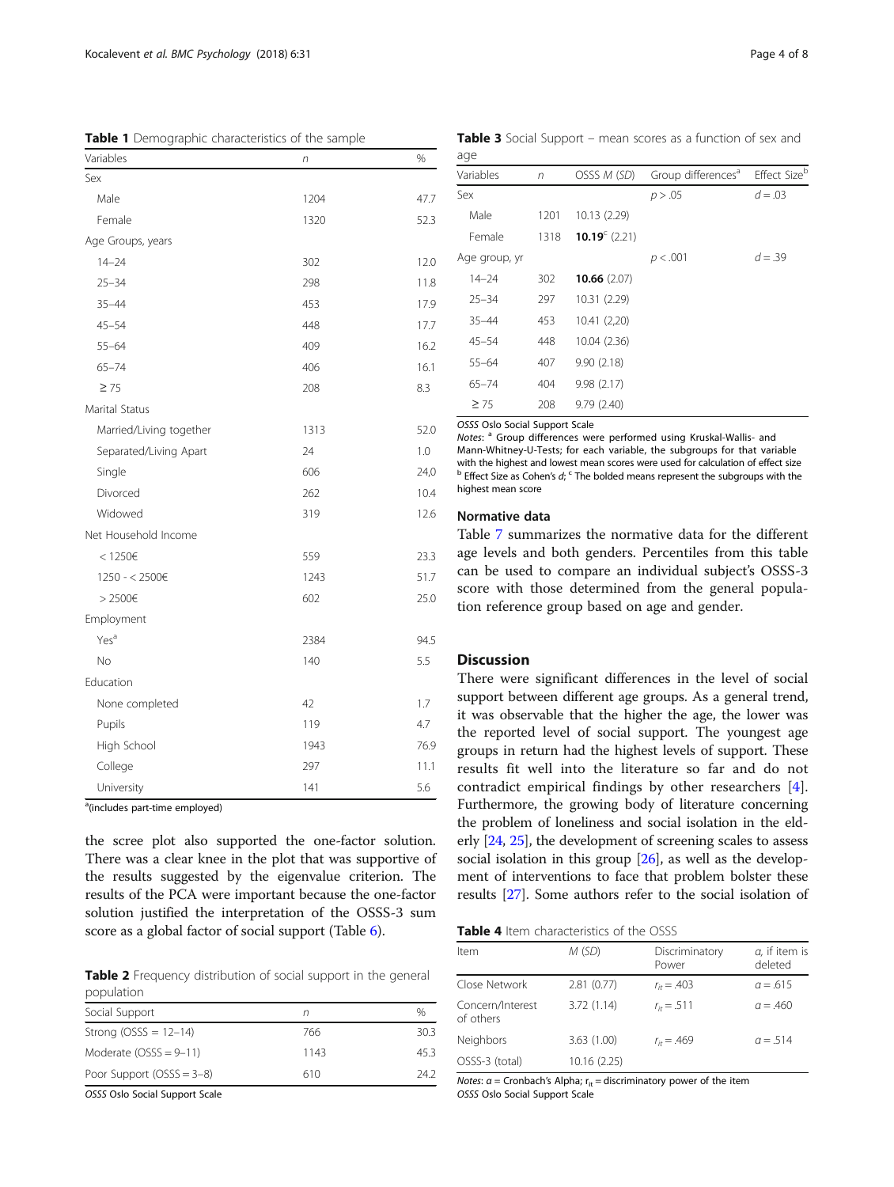**Table 1** Demographic characteristics of the sample

| Variables | *n* | % |
|---|---|---|
| Sex | | |
| Male | 1204 | 47.7 |
| Female | 1320 | 52.3 |
| Age Groups, years | | |
| 14–24 | 302 | 12.0 |
| 25–34 | 298 | 11.8 |
| 35–44 | 453 | 17.9 |
| 45–54 | 448 | 17.7 |
| 55–64 | 409 | 16.2 |
| 65–74 | 406 | 16.1 |
| ≥ 75 | 208 | 8.3 |
| Marital Status | | |
| Married/Living together | 1313 | 52.0 |
| Separated/Living Apart | 24 | 1.0 |
| Single | 606 | 24,0 |
| Divorced | 262 | 10.4 |
| Widowed | 319 | 12.6 |
| Net Household Income | | |
| < 1250€ | 559 | 23.3 |
| 1250 - < 2500€ | 1243 | 51.7 |
| > 2500€ | 602 | 25.0 |
| Employment | | |
| Yes[a] | 2384 | 94.5 |
| No | 140 | 5.5 |
| Education | | |
| None completed | 42 | 1.7 |
| Pupils | 119 | 4.7 |
| High School | 1943 | 76.9 |
| College | 297 | 11.1 |
| University | 141 | 5.6 |

[a](includes part-time employed)

the scree plot also supported the one-factor solution. There was a clear knee in the plot that was supportive of the results suggested by the eigenvalue criterion. The results of the PCA were important because the one-factor solution justified the interpretation of the OSSS-3 sum score as a global factor of social support (Table 6).

**Table 2** Frequency distribution of social support in the general population

| Social Support | *n* | % |
|---|---|---|
| Strong (OSSS = 12–14) | 766 | 30.3 |
| Moderate (OSSS = 9–11) | 1143 | 45.3 |
| Poor Support (OSSS = 3–8) | 610 | 24.2 |

*OSSS* Oslo Social Support Scale

**Table 3** Social Support – mean scores as a function of sex and age

| Variables | *n* | OSSS *M* (*SD*) | Group differences[a] | Effect Size[b] |
|---|---|---|---|---|
| Sex | | | $p > .05$ | $d = .03$ |
| Male | 1201 | 10.13 (2.29) | | |
| Female | 1318 | **10.19**[c] (2.21) | | |
| Age group, yr | | | $p < .001$ | $d = .39$ |
| 14–24 | 302 | **10.66** (2.07) | | |
| 25–34 | 297 | 10.31 (2.29) | | |
| 35–44 | 453 | 10.41 (2,20) | | |
| 45–54 | 448 | 10.04 (2.36) | | |
| 55–64 | 407 | 9.90 (2.18) | | |
| 65–74 | 404 | 9.98 (2.17) | | |
| ≥ 75 | 208 | 9.79 (2.40) | | |

*OSSS* Oslo Social Support Scale

*Notes*: [a] Group differences were performed using Kruskal-Wallis- and Mann-Whitney-U-Tests; for each variable, the subgroups for that variable with the highest and lowest mean scores were used for calculation of effect size [b] Effect Size as Cohen's *d*; [c] The bolded means represent the subgroups with the highest mean score

### Normative data

Table 7 summarizes the normative data for the different age levels and both genders. Percentiles from this table can be used to compare an individual subject's OSSS-3 score with those determined from the general population reference group based on age and gender.

## Discussion

There were significant differences in the level of social support between different age groups. As a general trend, it was observable that the higher the age, the lower was the reported level of social support. The youngest age groups in return had the highest levels of support. These results fit well into the literature so far and do not contradict empirical findings by other researchers [4]. Furthermore, the growing body of literature concerning the problem of loneliness and social isolation in the elderly [24, 25], the development of screening scales to assess social isolation in this group [26], as well as the development of interventions to face that problem bolster these results [27]. Some authors refer to the social isolation of

**Table 4** Item characteristics of the OSSS

| Item | *M* (*SD*) | Discriminatory Power | *α*, if item is deleted |
|---|---|---|---|
| Close Network | 2.81 (0.77) | $r_{it} = .403$ | $\alpha = .615$ |
| Concern/Interest of others | 3.72 (1.14) | $r_{it} = .511$ | $\alpha = .460$ |
| Neighbors | 3.63 (1.00) | $r_{it} = .469$ | $\alpha = .514$ |
| OSSS-3 (total) | 10.16 (2.25) | | |

*Notes*: $\alpha$ = Cronbach's Alpha; $r_{it}$ = discriminatory power of the item
*OSSS* Oslo Social Support Scale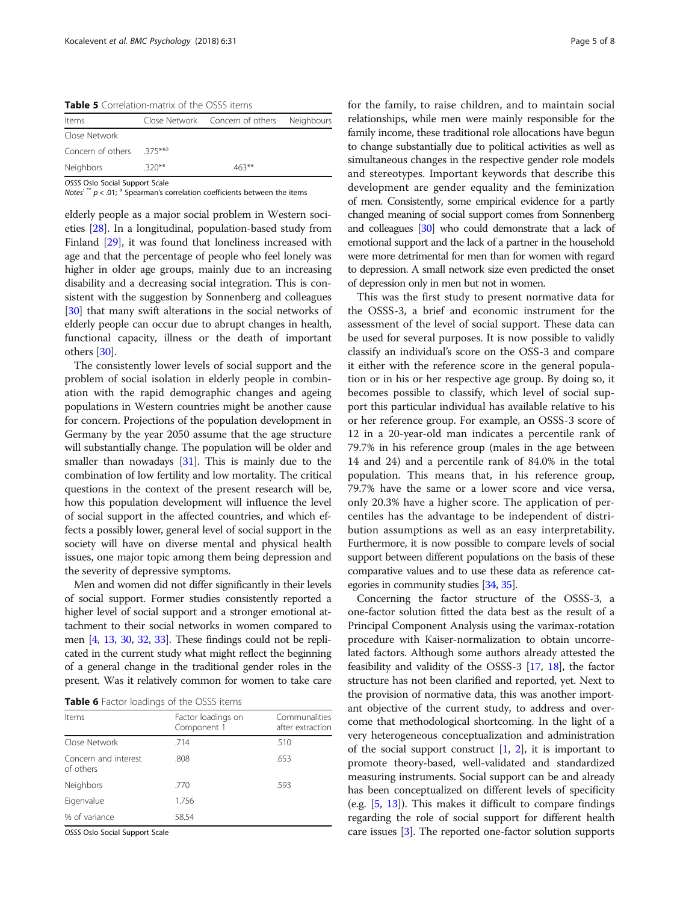**Table 5** Correlation-matrix of the OSSS items

| Items | Close Network | Concern of others | Neighbours |
|---|---|---|---|
| Close Network | | | |
| Concern of others | .375**[a] | | |
| Neighbors | .320** | .463** | |

*OSSS* Oslo Social Support Scale
*Notes*: ** $p < .01$; [a] Spearman's correlation coefficients between the items

elderly people as a major social problem in Western societies [28]. In a longitudinal, population-based study from Finland [29], it was found that loneliness increased with age and that the percentage of people who feel lonely was higher in older age groups, mainly due to an increasing disability and a decreasing social integration. This is consistent with the suggestion by Sonnenberg and colleagues [30] that many swift alterations in the social networks of elderly people can occur due to abrupt changes in health, functional capacity, illness or the death of important others [30].

The consistently lower levels of social support and the problem of social isolation in elderly people in combination with the rapid demographic changes and ageing populations in Western countries might be another cause for concern. Projections of the population development in Germany by the year 2050 assume that the age structure will substantially change. The population will be older and smaller than nowadays [31]. This is mainly due to the combination of low fertility and low mortality. The critical questions in the context of the present research will be, how this population development will influence the level of social support in the affected countries, and which effects a possibly lower, general level of social support in the society will have on diverse mental and physical health issues, one major topic among them being depression and the severity of depressive symptoms.

Men and women did not differ significantly in their levels of social support. Former studies consistently reported a higher level of social support and a stronger emotional attachment to their social networks in women compared to men [4, 13, 30, 32, 33]. These findings could not be replicated in the current study what might reflect the beginning of a general change in the traditional gender roles in the present. Was it relatively common for women to take care for the family, to raise children, and to maintain social relationships, while men were mainly responsible for the family income, these traditional role allocations have begun to change substantially due to political activities as well as simultaneous changes in the respective gender role models and stereotypes. Important keywords that describe this development are gender equality and the feminization of men. Consistently, some empirical evidence for a partly changed meaning of social support comes from Sonnenberg and colleagues [30] who could demonstrate that a lack of emotional support and the lack of a partner in the household were more detrimental for men than for women with regard to depression. A small network size even predicted the onset of depression only in men but not in women.

**Table 6** Factor loadings of the OSSS items

| Items | Factor loadings on Component 1 | Communalities after extraction |
|---|---|---|
| Close Network | .714 | .510 |
| Concern and interest of others | .808 | .653 |
| Neighbors | .770 | .593 |
| Eigenvalue | 1.756 | |
| % of variance | 58.54 | |

*OSSS* Oslo Social Support Scale

This was the first study to present normative data for the OSSS-3, a brief and economic instrument for the assessment of the level of social support. These data can be used for several purposes. It is now possible to validly classify an individual's score on the OSS-3 and compare it either with the reference score in the general population or in his or her respective age group. By doing so, it becomes possible to classify, which level of social support this particular individual has available relative to his or her reference group. For example, an OSSS-3 score of 12 in a 20-year-old man indicates a percentile rank of 79.7% in his reference group (males in the age between 14 and 24) and a percentile rank of 84.0% in the total population. This means that, in his reference group, 79.7% have the same or a lower score and vice versa, only 20.3% have a higher score. The application of percentiles has the advantage to be independent of distribution assumptions as well as an easy interpretability. Furthermore, it is now possible to compare levels of social support between different populations on the basis of these comparative values and to use these data as reference categories in community studies [34, 35].

Concerning the factor structure of the OSSS-3, a one-factor solution fitted the data best as the result of a Principal Component Analysis using the varimax-rotation procedure with Kaiser-normalization to obtain uncorrelated factors. Although some authors already attested the feasibility and validity of the OSSS-3 [17, 18], the factor structure has not been clarified and reported, yet. Next to the provision of normative data, this was another important objective of the current study, to address and overcome that methodological shortcoming. In the light of a very heterogeneous conceptualization and administration of the social support construct [1, 2], it is important to promote theory-based, well-validated and standardized measuring instruments. Social support can be and already has been conceptualized on different levels of specificity (e.g. [5, 13]). This makes it difficult to compare findings regarding the role of social support for different health care issues [3]. The reported one-factor solution supports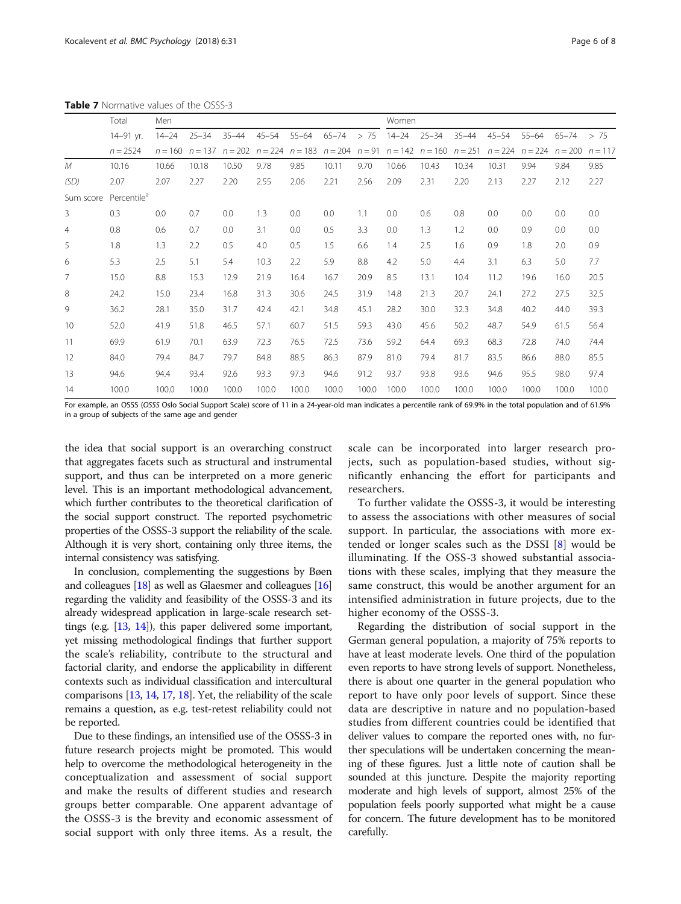**Table 7** Normative values of the OSSS-3

| | Total | Men | | | | | | | Women | | | | | | |
|---|---|---|---|---|---|---|---|---|---|---|---|---|---|---|---|
| | 14–91 yr. | 14–24 | 25–34 | 35–44 | 45–54 | 55–64 | 65–74 | > 75 | 14–24 | 25–34 | 35–44 | 45–54 | 55–64 | 65–74 | > 75 |
| | *n* = 2524 | *n* = 160 | *n* = 137 | *n* = 202 | *n* = 224 | *n* = 183 | *n* = 204 | *n* = 91 | *n* = 142 | *n* = 160 | *n* = 251 | *n* = 224 | *n* = 224 | *n* = 200 | *n* = 117 |
| *M* | 10.16 | 10.66 | 10.18 | 10.50 | 9.78 | 9.85 | 10.11 | 9.70 | 10.66 | 10.43 | 10.34 | 10.31 | 9.94 | 9.84 | 9.85 |
| *(SD)* | 2.07 | 2.07 | 2.27 | 2.20 | 2.55 | 2.06 | 2.21 | 2.56 | 2.09 | 2.31 | 2.20 | 2.13 | 2.27 | 2.12 | 2.27 |
| Sum score | Percentile[a] | | | | | | | | | | | | | | |
| 3 | 0.3 | 0.0 | 0.7 | 0.0 | 1.3 | 0.0 | 0.0 | 1.1 | 0.0 | 0.6 | 0.8 | 0.0 | 0.0 | 0.0 | 0.0 |
| 4 | 0.8 | 0.6 | 0.7 | 0.0 | 3.1 | 0.0 | 0.5 | 3.3 | 0.0 | 1.3 | 1.2 | 0.0 | 0.9 | 0.0 | 0.0 |
| 5 | 1.8 | 1.3 | 2.2 | 0.5 | 4.0 | 0.5 | 1.5 | 6.6 | 1.4 | 2.5 | 1.6 | 0.9 | 1.8 | 2.0 | 0.9 |
| 6 | 5.3 | 2.5 | 5.1 | 5.4 | 10.3 | 2.2 | 5.9 | 8.8 | 4.2 | 5.0 | 4.4 | 3.1 | 6.3 | 5.0 | 7.7 |
| 7 | 15.0 | 8.8 | 15.3 | 12.9 | 21.9 | 16.4 | 16.7 | 20.9 | 8.5 | 13.1 | 10.4 | 11.2 | 19.6 | 16.0 | 20.5 |
| 8 | 24.2 | 15.0 | 23.4 | 16.8 | 31.3 | 30.6 | 24.5 | 31.9 | 14.8 | 21.3 | 20.7 | 24.1 | 27.2 | 27.5 | 32.5 |
| 9 | 36.2 | 28.1 | 35.0 | 31.7 | 42.4 | 42.1 | 34.8 | 45.1 | 28.2 | 30.0 | 32.3 | 34.8 | 40.2 | 44.0 | 39.3 |
| 10 | 52.0 | 41.9 | 51.8 | 46.5 | 57.1 | 60.7 | 51.5 | 59.3 | 43.0 | 45.6 | 50.2 | 48.7 | 54.9 | 61.5 | 56.4 |
| 11 | 69.9 | 61.9 | 70.1 | 63.9 | 72.3 | 76.5 | 72.5 | 73.6 | 59.2 | 64.4 | 69.3 | 68.3 | 72.8 | 74.0 | 74.4 |
| 12 | 84.0 | 79.4 | 84.7 | 79.7 | 84.8 | 88.5 | 86.3 | 87.9 | 81.0 | 79.4 | 81.7 | 83.5 | 86.6 | 88.0 | 85.5 |
| 13 | 94.6 | 94.4 | 93.4 | 92.6 | 93.3 | 97.3 | 94.6 | 91.2 | 93.7 | 93.8 | 93.6 | 94.6 | 95.5 | 98.0 | 97.4 |
| 14 | 100.0 | 100.0 | 100.0 | 100.0 | 100.0 | 100.0 | 100.0 | 100.0 | 100.0 | 100.0 | 100.0 | 100.0 | 100.0 | 100.0 | 100.0 |

For example, an OSSS (*OSSS* Oslo Social Support Scale) score of 11 in a 24-year-old man indicates a percentile rank of 69.9% in the total population and of 61.9% in a group of subjects of the same age and gender

the idea that social support is an overarching construct that aggregates facets such as structural and instrumental support, and thus can be interpreted on a more generic level. This is an important methodological advancement, which further contributes to the theoretical clarification of the social support construct. The reported psychometric properties of the OSSS-3 support the reliability of the scale. Although it is very short, containing only three items, the internal consistency was satisfying.

In conclusion, complementing the suggestions by Bøen and colleagues [18] as well as Glaesmer and colleagues [16] regarding the validity and feasibility of the OSSS-3 and its already widespread application in large-scale research settings (e.g. [13, 14]), this paper delivered some important, yet missing methodological findings that further support the scale's reliability, contribute to the structural and factorial clarity, and endorse the applicability in different contexts such as individual classification and intercultural comparisons [13, 14, 17, 18]. Yet, the reliability of the scale remains a question, as e.g. test-retest reliability could not be reported.

Due to these findings, an intensified use of the OSSS-3 in future research projects might be promoted. This would help to overcome the methodological heterogeneity in the conceptualization and assessment of social support and make the results of different studies and research groups better comparable. One apparent advantage of the OSSS-3 is the brevity and economic assessment of social support with only three items. As a result, the scale can be incorporated into larger research projects, such as population-based studies, without significantly enhancing the effort for participants and researchers.

To further validate the OSSS-3, it would be interesting to assess the associations with other measures of social support. In particular, the associations with more extended or longer scales such as the DSSI [8] would be illuminating. If the OSS-3 showed substantial associations with these scales, implying that they measure the same construct, this would be another argument for an intensified administration in future projects, due to the higher economy of the OSSS-3.

Regarding the distribution of social support in the German general population, a majority of 75% reports to have at least moderate levels. One third of the population even reports to have strong levels of support. Nonetheless, there is about one quarter in the general population who report to have only poor levels of support. Since these data are descriptive in nature and no population-based studies from different countries could be identified that deliver values to compare the reported ones with, no further speculations will be undertaken concerning the meaning of these figures. Just a little note of caution shall be sounded at this juncture. Despite the majority reporting moderate and high levels of support, almost 25% of the population feels poorly supported what might be a cause for concern. The future development has to be monitored carefully.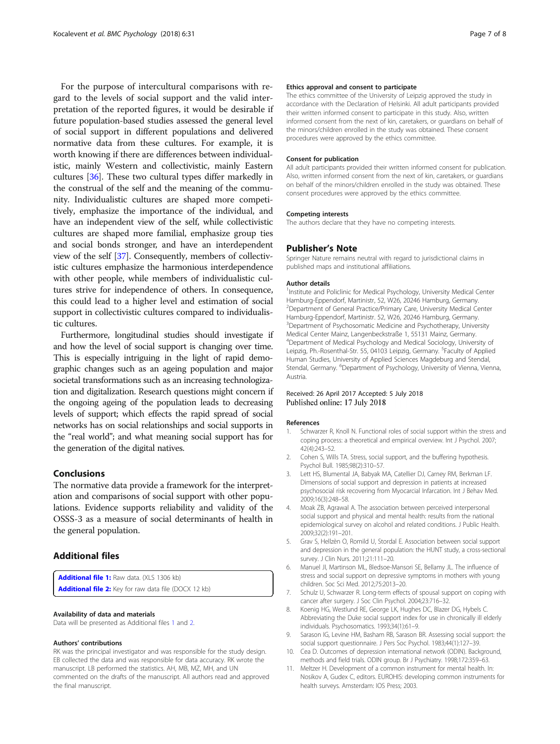For the purpose of intercultural comparisons with regard to the levels of social support and the valid interpretation of the reported figures, it would be desirable if future population-based studies assessed the general level of social support in different populations and delivered normative data from these cultures. For example, it is worth knowing if there are differences between individualistic, mainly Western and collectivistic, mainly Eastern cultures [36]. These two cultural types differ markedly in the construal of the self and the meaning of the community. Individualistic cultures are shaped more competitively, emphasize the importance of the individual, and have an independent view of the self, while collectivistic cultures are shaped more familial, emphasize group ties and social bonds stronger, and have an interdependent view of the self [37]. Consequently, members of collectivistic cultures emphasize the harmonious interdependence with other people, while members of individualistic cultures strive for independence of others. In consequence, this could lead to a higher level and estimation of social support in collectivistic cultures compared to individualistic cultures.

Furthermore, longitudinal studies should investigate if and how the level of social support is changing over time. This is especially intriguing in the light of rapid demographic changes such as an ageing population and major societal transformations such as an increasing technologization and digitalization. Research questions might concern if the ongoing ageing of the population leads to decreasing levels of support; which effects the rapid spread of social networks has on social relationships and social supports in the "real world"; and what meaning social support has for the generation of the digital natives.

## Conclusions

The normative data provide a framework for the interpretation and comparisons of social support with other populations. Evidence supports reliability and validity of the OSSS-3 as a measure of social determinants of health in the general population.

## Additional files

**Additional file 1:** Raw data. (XLS 1306 kb)
**Additional file 2:** Key for raw data file (DOCX 12 kb)

#### Availability of data and materials

Data will be presented as Additional files 1 and 2.

#### Authors' contributions

RK was the principal investigator and was responsible for the study design. EB collected the data and was responsible for data accuracy. RK wrote the manuscript. LB performed the statistics. AH, MB, MZ, MH, and UN commented on the drafts of the manuscript. All authors read and approved the final manuscript.

#### Ethics approval and consent to participate

The ethics committee of the University of Leipzig approved the study in accordance with the Declaration of Helsinki. All adult participants provided their written informed consent to participate in this study. Also, written informed consent from the next of kin, caretakers, or guardians on behalf of the minors/children enrolled in the study was obtained. These consent procedures were approved by the ethics committee.

#### Consent for publication

All adult participants provided their written informed consent for publication. Also, written informed consent from the next of kin, caretakers, or guardians on behalf of the minors/children enrolled in the study was obtained. These consent procedures were approved by the ethics committee.

#### Competing interests

The authors declare that they have no competing interests.

## Publisher's Note

Springer Nature remains neutral with regard to jurisdictional claims in published maps and institutional affiliations.

#### Author details

[1]Institute and Policlinic for Medical Psychology, University Medical Center Hamburg-Eppendorf, Martinistr, 52, W26, 20246 Hamburg, Germany. [2]Department of General Practice/Primary Care, University Medical Center Hamburg-Eppendorf, Martinistr. 52, W26, 20246 Hamburg, Germany. [3]Department of Psychosomatic Medicine and Psychotherapy, University Medical Center Mainz, Langenbeckstraße 1, 55131 Mainz, Germany. [4]Department of Medical Psychology and Medical Sociology, University of Leipzig, Ph.-Rosenthal-Str. 55, 04103 Leipzig, Germany. [5]Faculty of Applied Human Studies, University of Applied Sciences Magdeburg and Stendal, Stendal, Germany. [6]Department of Psychology, University of Vienna, Vienna, Austria.

Received: 26 April 2017 Accepted: 5 July 2018
Published online: 17 July 2018

#### References

1. Schwarzer R, Knoll N. Functional roles of social support within the stress and coping process: a theoretical and empirical overview. Int J Psychol. 2007; 42(4):243–52.
2. Cohen S, Wills TA. Stress, social support, and the buffering hypothesis. Psychol Bull. 1985;98(2):310–57.
3. Lett HS, Blumental JA, Babyak MA, Catellier DJ, Carney RM, Berkman LF. Dimensions of social support and depression in patients at increased psychosocial risk recovering from Myocarcial Infarcation. Int J Behav Med. 2009;16(3):248–58.
4. Moak ZB, Agrawal A. The association between perceived interpersonal social support and physical and mental health: results from the national epidemiological survey on alcohol and related conditions. J Public Health. 2009;32(2):191–201.
5. Grav S, Hellzèn O, Romild U, Stordal E. Association between social support and depression in the general population: the HUNT study, a cross-sectional survey. J Clin Nurs. 2011;21:111–20.
6. Manuel JI, Martinson ML, Bledsoe-Mansori SE, Bellamy JL. The influence of stress and social support on depressive symptoms in mothers with young children. Soc Sci Med. 2012;75:2013–20.
7. Schulz U, Schwarzer R. Long-term effects of spousal support on coping with cancer after surgery. J Soc Clin Psychol. 2004;23:716–32.
8. Koenig HG, Westlund RE, George LK, Hughes DC, Blazer DG, Hybels C. Abbreviating the Duke social support index for use in chronically ill elderly individuals. Psychosomatics. 1993;34(1):61–9.
9. Sarason IG, Levine HM, Basham RB, Sarason BR. Assessing social support: the social support questionnaire. J Pers Soc Psychol. 1983;44(1):127–39.
10. Cea D. Outcomes of depression international network (ODIN). Background, methods and field trials. ODIN group. Br J Psychiatry. 1998;172:359–63.
11. Meltzer H. Development of a common instrument for mental health. In: Nosikov A, Gudex C, editors. EUROHIS: developing common instruments for health surveys. Amsterdam: IOS Press; 2003.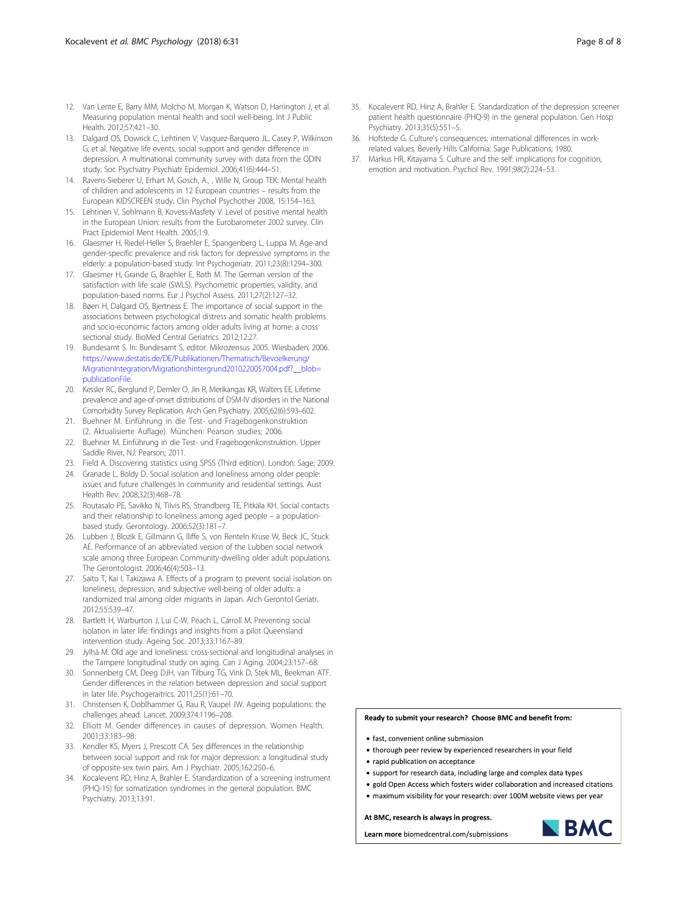12. Van Lente E, Barry MM, Molcho M, Morgan K, Watson D, Harrington J, et al. Measuring population mental health and socil well-being. Int J Public Health. 2012;57:421–30.
13. Dalgard OS, Dowrick C, Lehtinen V, Vasquez-Barquero JL, Casey P, Wilkinson G, et al. Negative life events, social support and gender difference in depression. A multinational community survey with data from the ODIN study. Soc Psychiatry Psychiatr Epidemiol. 2006;41(6):444–51.
14. Ravens-Sieberer U, Erhart M, Gosch, A., , Wille N, Group TEK: Mental health of children and adolescents in 12 European countries – results from the European KIDSCREEN study. Clin Psychol Psychother 2008, 15:154–163.
15. Lehtinen V, Sohlmann B, Kovess-Masfety V. Level of positive mental health in the European Union: results from the Eurobarometer 2002 survey. Clin Pract Epidemiol Ment Health. 2005;1:9.
16. Glaesmer H, Riedel-Heller S, Braehler E, Spangenberg L, Luppa M. Age-and gender-specific prevalence and risk factors for depressive symptoms in the elderly: a population-based study. Int Psychogeriatr. 2011;23(8):1294–300.
17. Glaesmer H, Grande G, Braehler E, Roth M. The German version of the satisfaction with life scale (SWLS). Psychometric properties, validity, and population-based norms. Eur J Psychol Assess. 2011;27(2):127–32.
18. Bøen H, Dalgard OS, Bjertness E. The importance of social support in the associations between psychological distress and somatic health problems and socio-economic factors among older adults living at home: a cross sectional study. BioMed Central Geriatrics. 2012;12:27.
19. Bundesamt S. In: Bundesamt S, editor. Mikrozensus 2005. Wiesbaden; 2006. https://www.destatis.de/DE/Publikationen/Thematisch/Bevoelkerung/MigrationIntegration/Migrationshintergrund2010220057004.pdf?__blob=publicationFile.
20. Kessler RC, Berglund P, Demler O, Jin R, Merikangas KR, Walters EE. Lifetime prevalence and age-of-onset distributions of DSM-IV disorders in the National Comorbidity Survey Replication. Arch Gen Psychiatry. 2005;62(6):593–602.
21. Buehner M. Einführung in die Test- und Fragebogenkonstruktion (2. Aktualisierte Auflage). München: Pearson studies; 2006.
22. Buehner M. Einführung in die Test- und Fragebogenkonstruktion. Upper Saddle River, NJ: Pearson; 2011.
23. Field A. Discovering statistics using SPSS (Third edition). London: Sage; 2009.
24. Granade L, Boldy D. Social isolation and loneliness among older people: issues and future challenges in community and residential settings. Aust Health Rev. 2008;32(3):468–78.
25. Routasalo PE, Savikko N, Tilvis RS, Strandberg TE, Pitkälä KH. Social contacts and their relationship to loneliness among aged people – a population-based study. Gerontology. 2006;52(3):181–7.
26. Lubben J, Blozik E, Gillmann G, Iliffe S, von Renteln Kruse W, Beck JC, Stuck AE. Performance of an abbreviated version of the Lubben social network scale among three European Community-dwelling older adult populations. The Gerontologist. 2006;46(4):503–13.
27. Saito T, Kai I, Takizawa A. Effects of a program to prevent social isolation on loneliness, depression, and subjective well-being of older adults: a randomized trial among older migrants in Japan. Arch Gerontol Geriatr. 2012;55:539–47.
28. Bartlett H, Warburton J, Lui C-W, Peach L, Carroll M. Preventing social isolation in later life: findings and insights from a pilot Queensland intervention study. Ageing Soc. 2013;33:1167–89.
29. Jylhä M. Old age and loneliness: cross-sectional and longitudinal analyses in the Tampere longitudinal study on aging. Can J Aging. 2004;23:157–68.
30. Sonnenberg CM, Deeg DJH, van Tilburg TG, Vink D, Stek ML, Beekman ATF. Gender differences in the relation between depression and social support in later life. Psychogeraitrics. 2011;25(1):61–70.
31. Christensen K, Doblhammer G, Rau R, Vaupel JW. Ageing populations: the challenges ahead. Lancet. 2009;374:1196–208.
32. Elliott M. Gender differences in causes of depression. Women Health. 2001;33:183–98.
33. Kendler KS, Myers J, Prescott CA. Sex differences in the relationship between social support and risk for major depression: a longitudinal study of opposite-sex twin pairs. Am J Psychiatr. 2005;162:250–6.
34. Kocalevent RD, Hinz A, Brahler E. Standardization of a screening instrument (PHQ-15) for somatization syndromes in the general population. BMC Psychiatry. 2013;13:91.
35. Kocalevent RD, Hinz A, Brahler E. Standardization of the depression screener patient health questionnaire (PHQ-9) in the general population. Gen Hosp Psychiatry. 2013;35(5):551–5.
36. Hofstede G. Culture's consequences: international differences in work-related values. Beverly Hills California: Sage Publications; 1980.
37. Markus HR, Kitayama S. Culture and the self: implications for cognition, emotion and motivation. Psychol Rev. 1991;98(2):224–53.

**Ready to submit your research? Choose BMC and benefit from:**

- fast, convenient online submission
- thorough peer review by experienced researchers in your field
- rapid publication on acceptance
- support for research data, including large and complex data types
- gold Open Access which fosters wider collaboration and increased citations
- maximum visibility for your research: over 100M website views per year

**At BMC, research is always in progress.**

**Learn more** biomedcentral.com/submissions

BMC